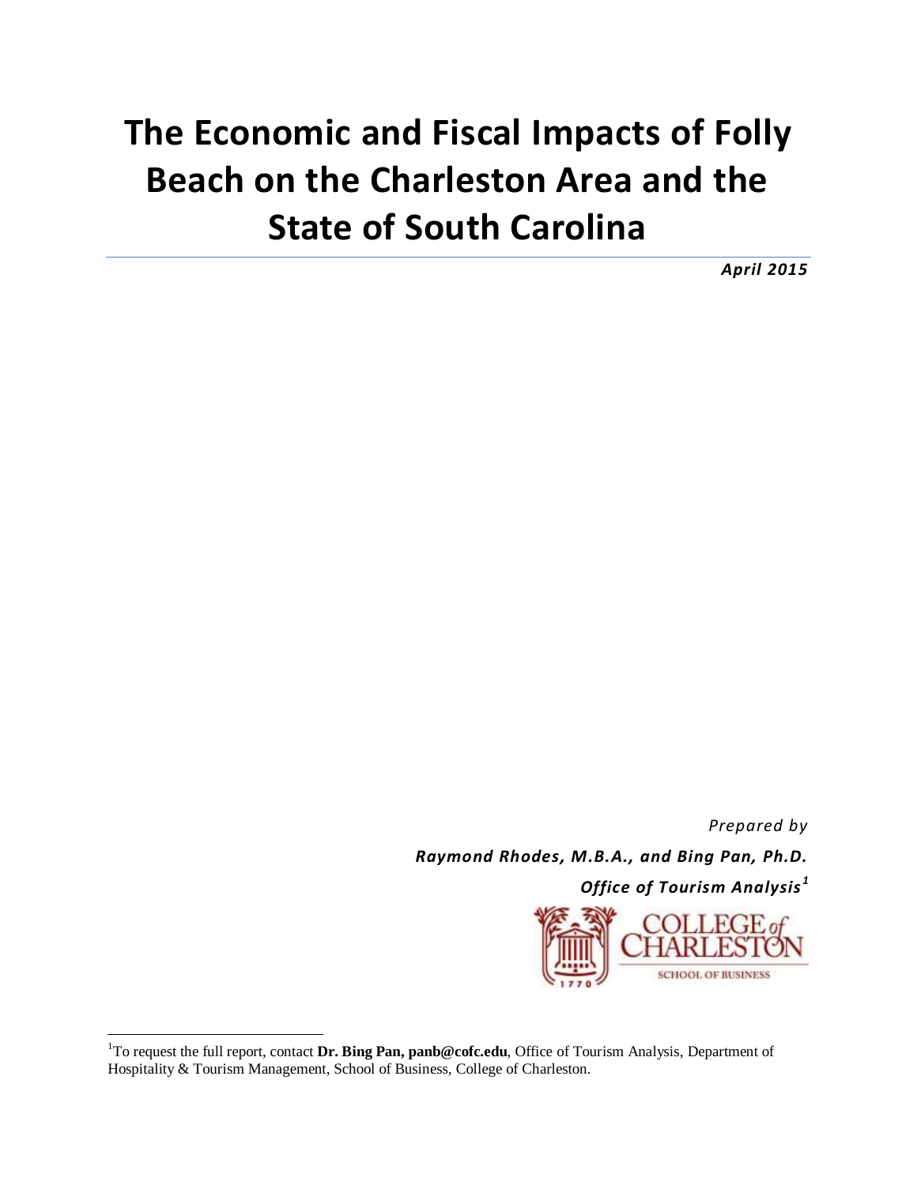# The Economic and Fiscal Impacts of Folly Beach on the Charleston Area and the State of South Carolina

***April 2015***

*Prepared by*

***Raymond Rhodes, M.B.A., and Bing Pan, Ph.D.***

***Office of Tourism Analysis[1]***

COLLEGE of CHARLESTON

SCHOOL OF BUSINESS

[1]To request the full report, contact **Dr. Bing Pan, panb@cofc.edu**, Office of Tourism Analysis, Department of Hospitality & Tourism Management, School of Business, College of Charleston.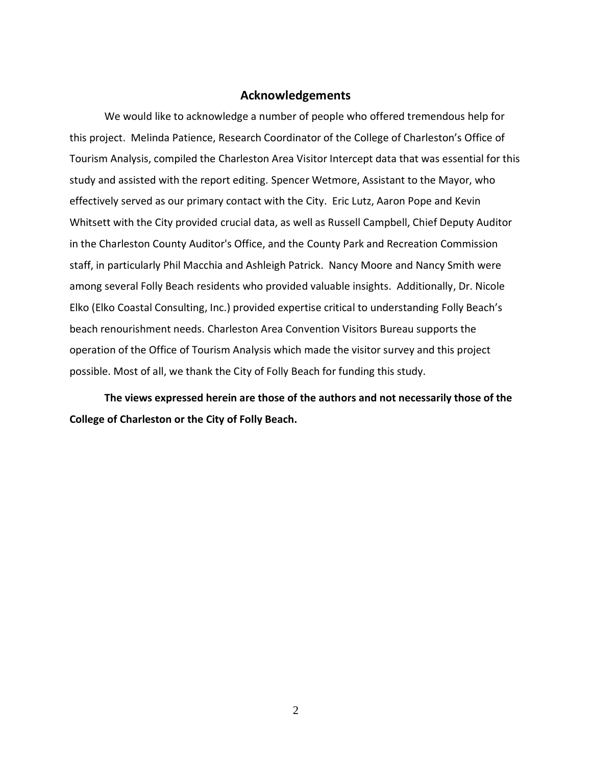## Acknowledgements

We would like to acknowledge a number of people who offered tremendous help for this project. Melinda Patience, Research Coordinator of the College of Charleston's Office of Tourism Analysis, compiled the Charleston Area Visitor Intercept data that was essential for this study and assisted with the report editing. Spencer Wetmore, Assistant to the Mayor, who effectively served as our primary contact with the City. Eric Lutz, Aaron Pope and Kevin Whitsett with the City provided crucial data, as well as Russell Campbell, Chief Deputy Auditor in the Charleston County Auditor's Office, and the County Park and Recreation Commission staff, in particularly Phil Macchia and Ashleigh Patrick. Nancy Moore and Nancy Smith were among several Folly Beach residents who provided valuable insights. Additionally, Dr. Nicole Elko (Elko Coastal Consulting, Inc.) provided expertise critical to understanding Folly Beach's beach renourishment needs. Charleston Area Convention Visitors Bureau supports the operation of the Office of Tourism Analysis which made the visitor survey and this project possible. Most of all, we thank the City of Folly Beach for funding this study.

**The views expressed herein are those of the authors and not necessarily those of the College of Charleston or the City of Folly Beach.**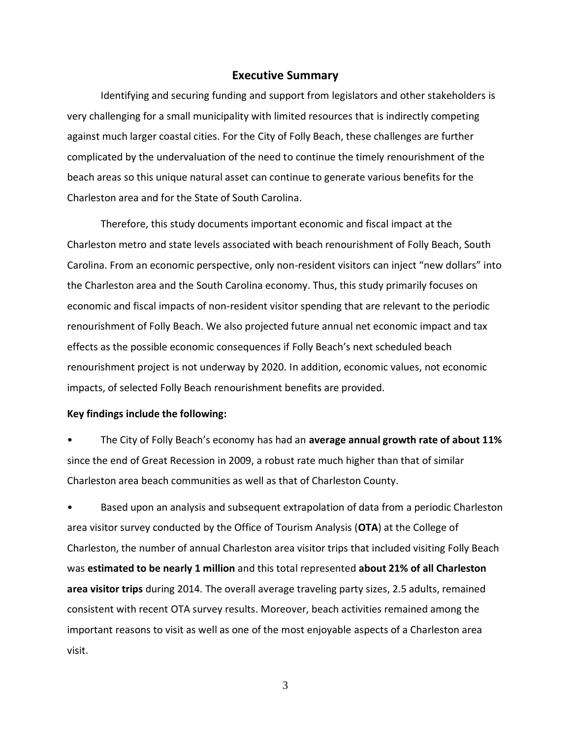## Executive Summary

Identifying and securing funding and support from legislators and other stakeholders is very challenging for a small municipality with limited resources that is indirectly competing against much larger coastal cities. For the City of Folly Beach, these challenges are further complicated by the undervaluation of the need to continue the timely renourishment of the beach areas so this unique natural asset can continue to generate various benefits for the Charleston area and for the State of South Carolina.

Therefore, this study documents important economic and fiscal impact at the Charleston metro and state levels associated with beach renourishment of Folly Beach, South Carolina. From an economic perspective, only non-resident visitors can inject "new dollars" into the Charleston area and the South Carolina economy. Thus, this study primarily focuses on economic and fiscal impacts of non-resident visitor spending that are relevant to the periodic renourishment of Folly Beach. We also projected future annual net economic impact and tax effects as the possible economic consequences if Folly Beach's next scheduled beach renourishment project is not underway by 2020. In addition, economic values, not economic impacts, of selected Folly Beach renourishment benefits are provided.

**Key findings include the following:**

- The City of Folly Beach's economy has had an **average annual growth rate of about 11%** since the end of Great Recession in 2009, a robust rate much higher than that of similar Charleston area beach communities as well as that of Charleston County.
- Based upon an analysis and subsequent extrapolation of data from a periodic Charleston area visitor survey conducted by the Office of Tourism Analysis (**OTA**) at the College of Charleston, the number of annual Charleston area visitor trips that included visiting Folly Beach was **estimated to be nearly 1 million** and this total represented **about 21% of all Charleston area visitor trips** during 2014. The overall average traveling party sizes, 2.5 adults, remained consistent with recent OTA survey results. Moreover, beach activities remained among the important reasons to visit as well as one of the most enjoyable aspects of a Charleston area visit.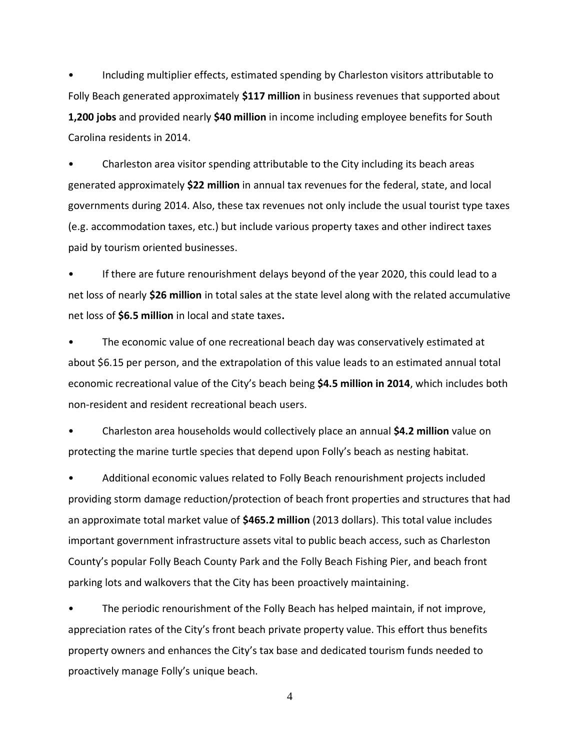- Including multiplier effects, estimated spending by Charleston visitors attributable to Folly Beach generated approximately **$117 million** in business revenues that supported about **1,200 jobs** and provided nearly **$40 million** in income including employee benefits for South Carolina residents in 2014.

- Charleston area visitor spending attributable to the City including its beach areas generated approximately **$22 million** in annual tax revenues for the federal, state, and local governments during 2014. Also, these tax revenues not only include the usual tourist type taxes (e.g. accommodation taxes, etc.) but include various property taxes and other indirect taxes paid by tourism oriented businesses.

- If there are future renourishment delays beyond of the year 2020, this could lead to a net loss of nearly **$26 million** in total sales at the state level along with the related accumulative net loss of **$6.5 million** in local and state taxes**.**

- The economic value of one recreational beach day was conservatively estimated at about $6.15 per person, and the extrapolation of this value leads to an estimated annual total economic recreational value of the City's beach being **$4.5 million in 2014**, which includes both non-resident and resident recreational beach users.

- Charleston area households would collectively place an annual **$4.2 million** value on protecting the marine turtle species that depend upon Folly's beach as nesting habitat.

- Additional economic values related to Folly Beach renourishment projects included providing storm damage reduction/protection of beach front properties and structures that had an approximate total market value of **$465.2 million** (2013 dollars). This total value includes important government infrastructure assets vital to public beach access, such as Charleston County's popular Folly Beach County Park and the Folly Beach Fishing Pier, and beach front parking lots and walkovers that the City has been proactively maintaining.

- The periodic renourishment of the Folly Beach has helped maintain, if not improve, appreciation rates of the City's front beach private property value. This effort thus benefits property owners and enhances the City's tax base and dedicated tourism funds needed to proactively manage Folly's unique beach.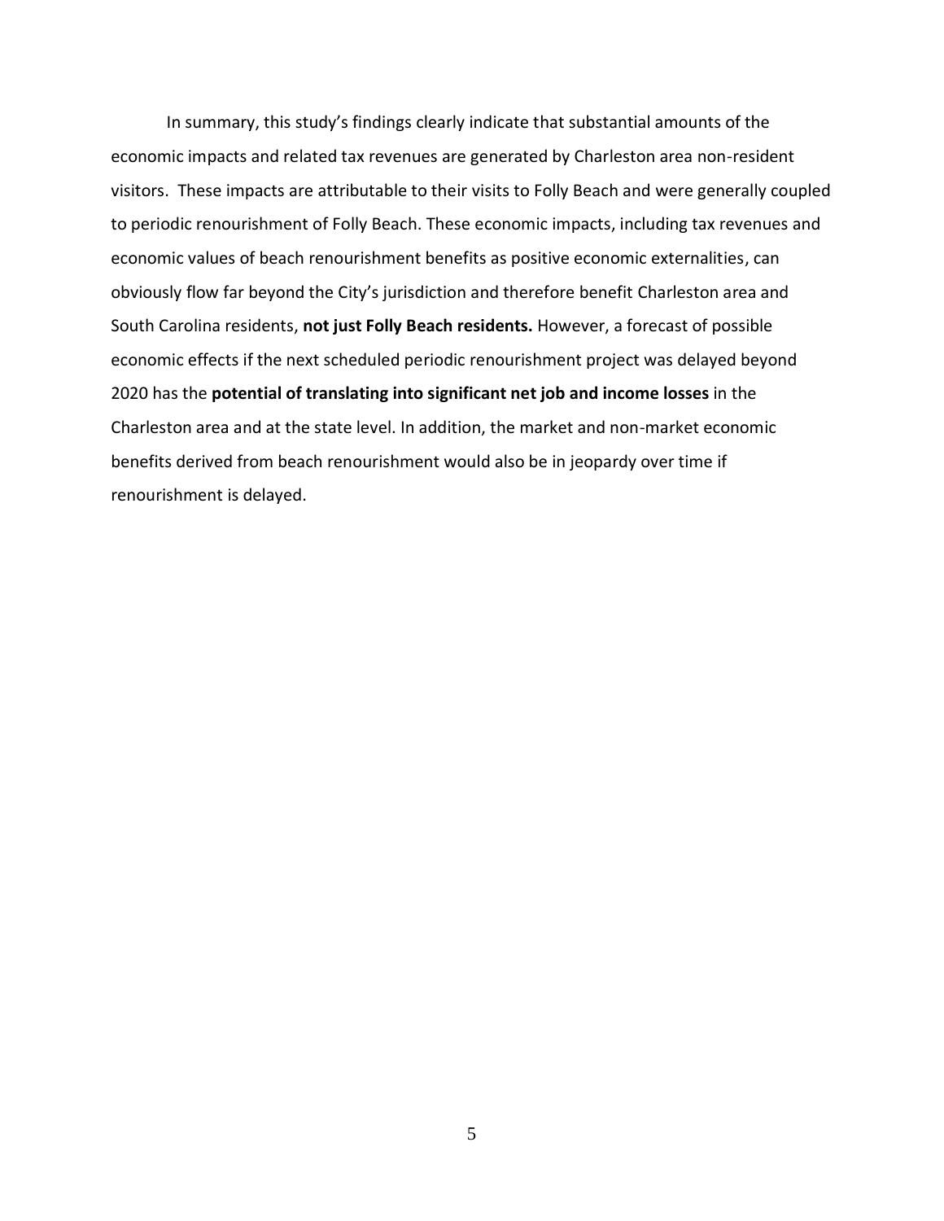In summary, this study's findings clearly indicate that substantial amounts of the economic impacts and related tax revenues are generated by Charleston area non-resident visitors. These impacts are attributable to their visits to Folly Beach and were generally coupled to periodic renourishment of Folly Beach. These economic impacts, including tax revenues and economic values of beach renourishment benefits as positive economic externalities, can obviously flow far beyond the City's jurisdiction and therefore benefit Charleston area and South Carolina residents, **not just Folly Beach residents.** However, a forecast of possible economic effects if the next scheduled periodic renourishment project was delayed beyond 2020 has the **potential of translating into significant net job and income losses** in the Charleston area and at the state level. In addition, the market and non-market economic benefits derived from beach renourishment would also be in jeopardy over time if renourishment is delayed.